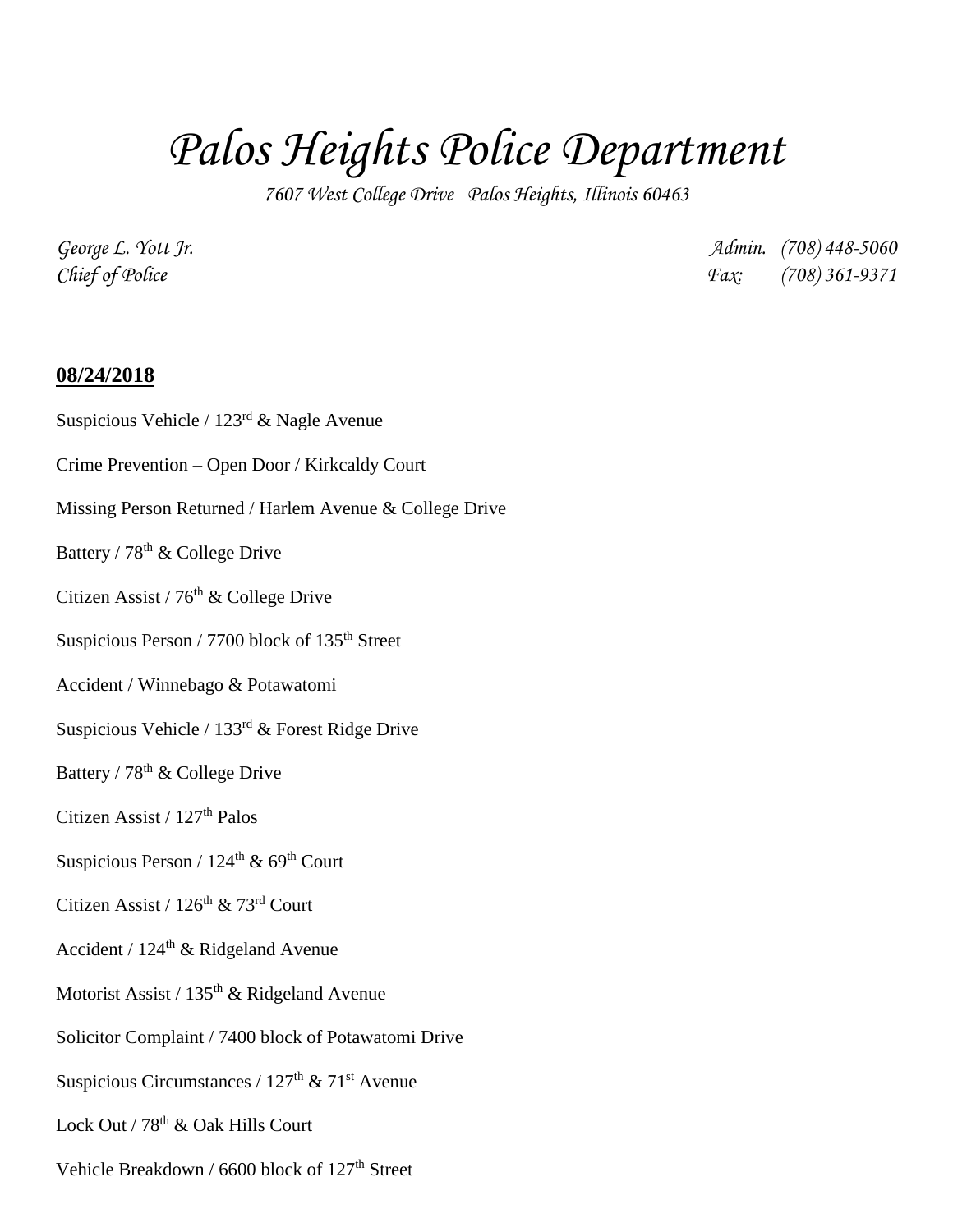# *Palos Heights Police Department*

*7607 West College Drive Palos Heights, Illinois 60463*

*George L. Yott Jr.*
*Chief of Police*

*Admin. (708) 448-5060*
*Fax: (708) 361-9371*

**08/24/2018**

Suspicious Vehicle / 123rd & Nagle Avenue

Crime Prevention – Open Door / Kirkcaldy Court

Missing Person Returned / Harlem Avenue & College Drive

Battery / 78th & College Drive

Citizen Assist / 76th & College Drive

Suspicious Person / 7700 block of 135th Street

Accident / Winnebago & Potawatomi

Suspicious Vehicle / 133rd & Forest Ridge Drive

Battery / 78th & College Drive

Citizen Assist / 127th Palos

Suspicious Person / 124th & 69th Court

Citizen Assist / 126th & 73rd Court

Accident / 124th & Ridgeland Avenue

Motorist Assist / 135th & Ridgeland Avenue

Solicitor Complaint / 7400 block of Potawatomi Drive

Suspicious Circumstances / 127th & 71st Avenue

Lock Out / 78th & Oak Hills Court

Vehicle Breakdown / 6600 block of 127th Street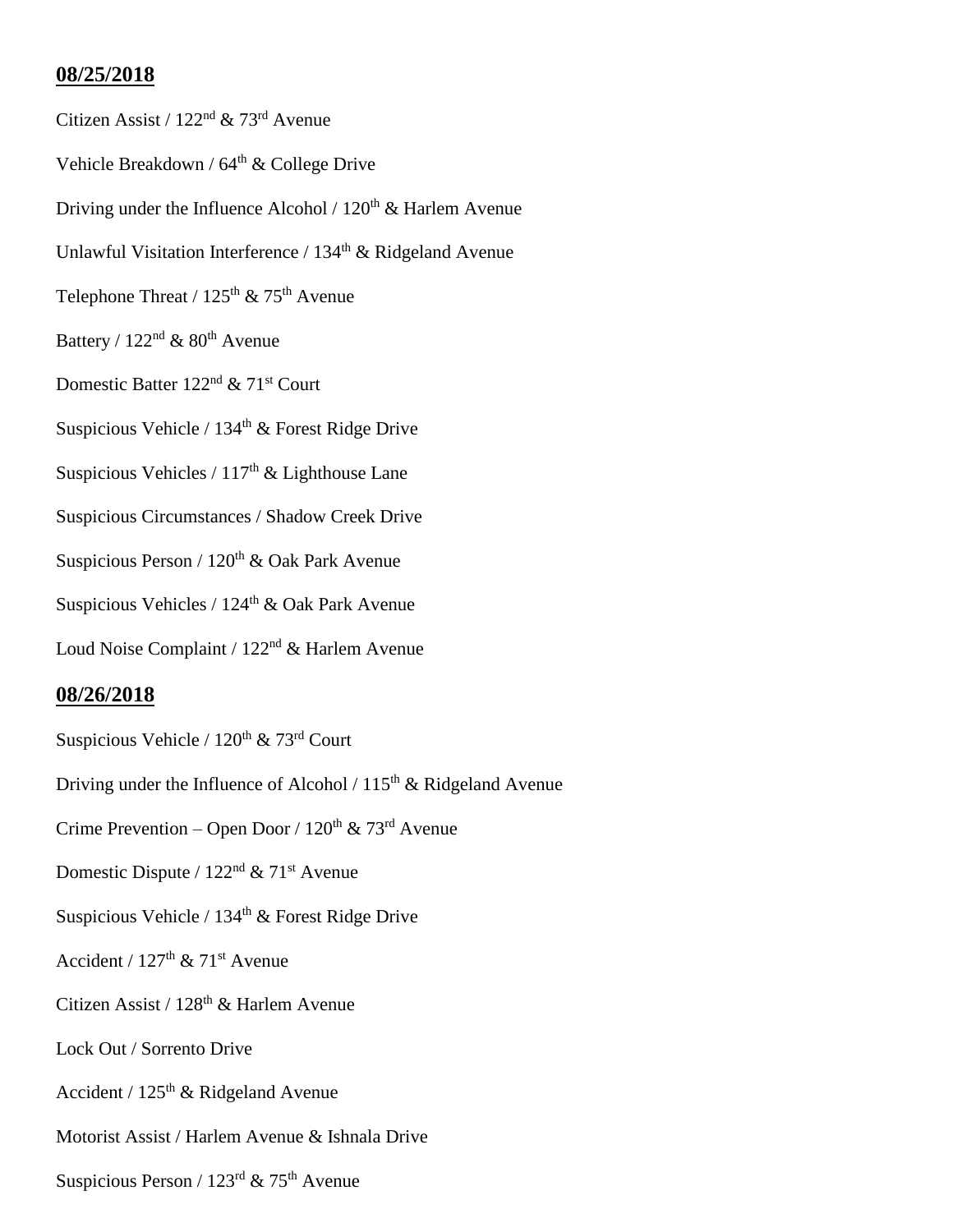**08/25/2018**

Citizen Assist / 122nd & 73rd Avenue

Vehicle Breakdown / 64th & College Drive

Driving under the Influence Alcohol / 120th & Harlem Avenue

Unlawful Visitation Interference / 134th & Ridgeland Avenue

Telephone Threat / 125th & 75th Avenue

Battery / 122nd & 80th Avenue

Domestic Batter 122nd & 71st Court

Suspicious Vehicle / 134th & Forest Ridge Drive

Suspicious Vehicles / 117th & Lighthouse Lane

Suspicious Circumstances / Shadow Creek Drive

Suspicious Person / 120th & Oak Park Avenue

Suspicious Vehicles / 124th & Oak Park Avenue

Loud Noise Complaint / 122nd & Harlem Avenue

**08/26/2018**

Suspicious Vehicle / 120th & 73rd Court

Driving under the Influence of Alcohol / 115th & Ridgeland Avenue

Crime Prevention – Open Door / 120th & 73rd Avenue

Domestic Dispute / 122nd & 71st Avenue

Suspicious Vehicle / 134th & Forest Ridge Drive

Accident / 127th & 71st Avenue

Citizen Assist / 128th & Harlem Avenue

Lock Out / Sorrento Drive

Accident / 125th & Ridgeland Avenue

Motorist Assist / Harlem Avenue & Ishnala Drive

Suspicious Person / 123rd & 75th Avenue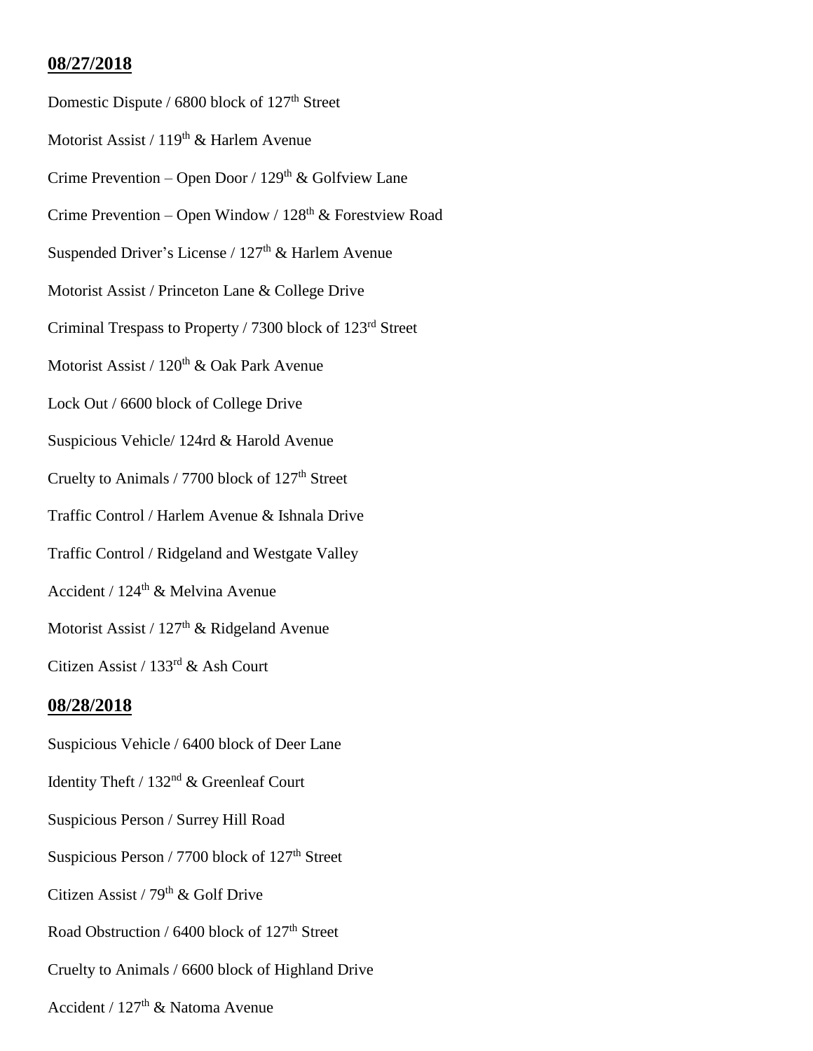**08/27/2018**

Domestic Dispute / 6800 block of 127th Street

Motorist Assist / 119th & Harlem Avenue

Crime Prevention – Open Door / 129th & Golfview Lane

Crime Prevention – Open Window / 128th & Forestview Road

Suspended Driver's License / 127th & Harlem Avenue

Motorist Assist / Princeton Lane & College Drive

Criminal Trespass to Property / 7300 block of 123rd Street

Motorist Assist / 120th & Oak Park Avenue

Lock Out / 6600 block of College Drive

Suspicious Vehicle/ 124rd & Harold Avenue

Cruelty to Animals / 7700 block of 127th Street

Traffic Control / Harlem Avenue & Ishnala Drive

Traffic Control / Ridgeland and Westgate Valley

Accident / 124th & Melvina Avenue

Motorist Assist / 127th & Ridgeland Avenue

Citizen Assist / 133rd & Ash Court

**08/28/2018**

Suspicious Vehicle / 6400 block of Deer Lane

Identity Theft / 132nd & Greenleaf Court

Suspicious Person / Surrey Hill Road

Suspicious Person / 7700 block of 127th Street

Citizen Assist / 79th & Golf Drive

Road Obstruction / 6400 block of 127th Street

Cruelty to Animals / 6600 block of Highland Drive

Accident / 127th & Natoma Avenue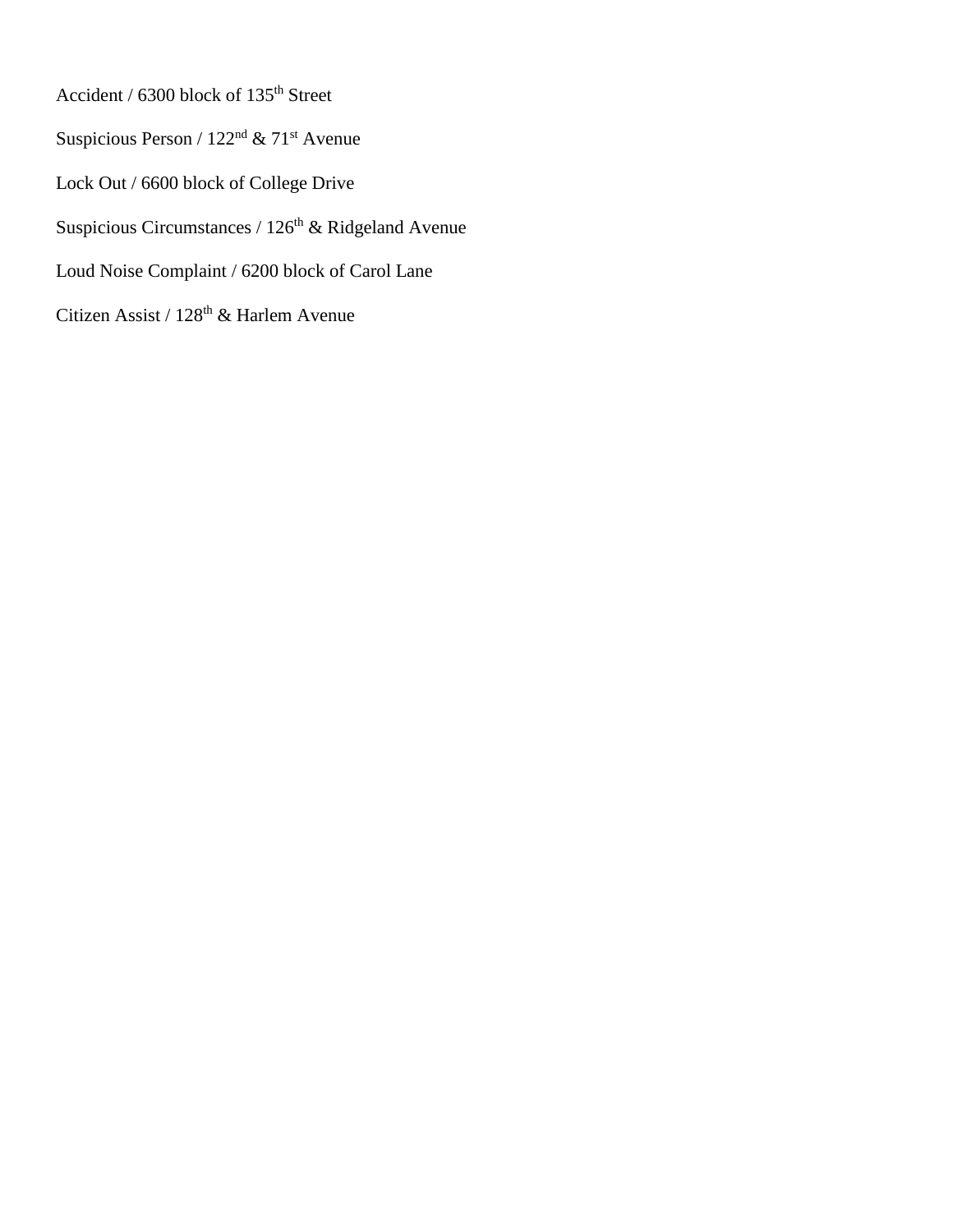Accident / 6300 block of 135th Street

Suspicious Person / 122nd & 71st Avenue

Lock Out / 6600 block of College Drive

Suspicious Circumstances / 126th & Ridgeland Avenue

Loud Noise Complaint / 6200 block of Carol Lane

Citizen Assist / 128th & Harlem Avenue